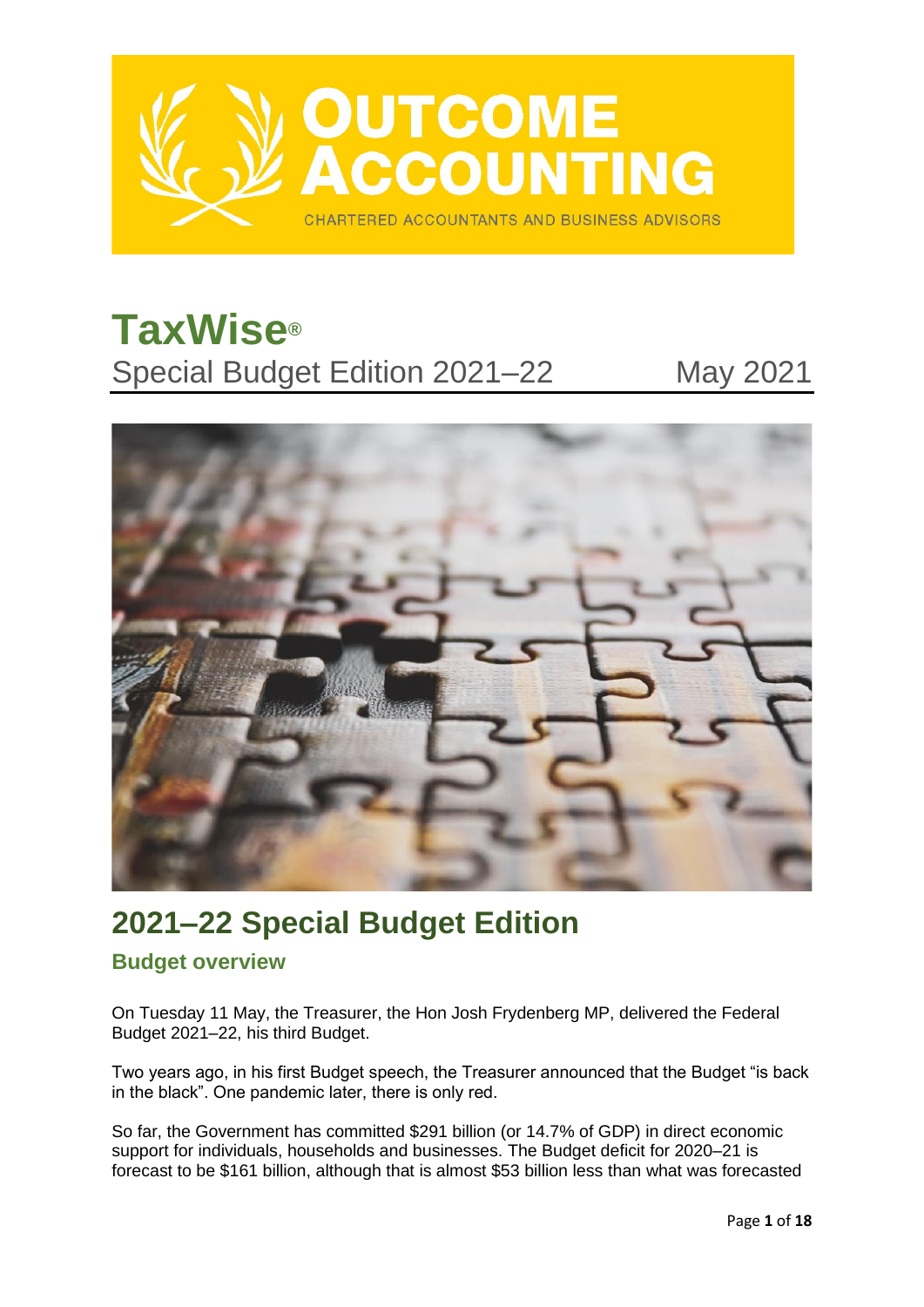OUTCOME ACCOUNTING

CHARTERED ACCOUNTANTS AND BUSINESS ADVISORS

# TaxWise®

Special Budget Edition 2021–22 May 2021

# 2021–22 Special Budget Edition

## Budget overview

On Tuesday 11 May, the Treasurer, the Hon Josh Frydenberg MP, delivered the Federal Budget 2021–22, his third Budget.

Two years ago, in his first Budget speech, the Treasurer announced that the Budget "is back in the black". One pandemic later, there is only red.

So far, the Government has committed $291 billion (or 14.7% of GDP) in direct economic support for individuals, households and businesses. The Budget deficit for 2020–21 is forecast to be $161 billion, although that is almost $53 billion less than what was forecasted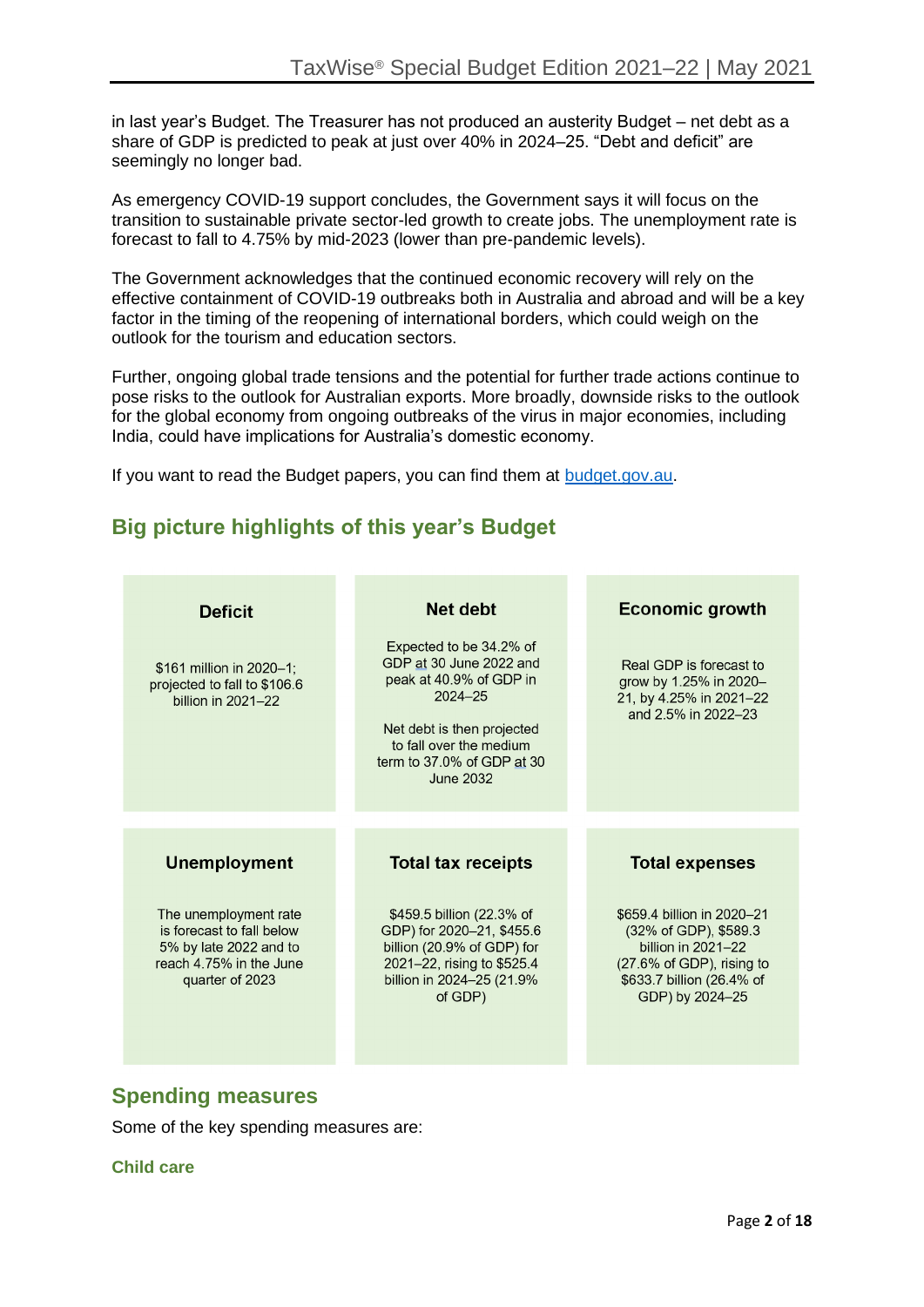in last year's Budget. The Treasurer has not produced an austerity Budget – net debt as a share of GDP is predicted to peak at just over 40% in 2024–25. "Debt and deficit" are seemingly no longer bad.

As emergency COVID-19 support concludes, the Government says it will focus on the transition to sustainable private sector-led growth to create jobs. The unemployment rate is forecast to fall to 4.75% by mid-2023 (lower than pre-pandemic levels).

The Government acknowledges that the continued economic recovery will rely on the effective containment of COVID-19 outbreaks both in Australia and abroad and will be a key factor in the timing of the reopening of international borders, which could weigh on the outlook for the tourism and education sectors.

Further, ongoing global trade tensions and the potential for further trade actions continue to pose risks to the outlook for Australian exports. More broadly, downside risks to the outlook for the global economy from ongoing outbreaks of the virus in major economies, including India, could have implications for Australia's domestic economy.

If you want to read the Budget papers, you can find them at [budget.gov.au](budget.gov.au).

## Big picture highlights of this year's Budget

| Deficit | Net debt | Economic growth |
|---|---|---|
| $161 million in 2020–1; projected to fall to $106.6 billion in 2021–22 | Expected to be 34.2% of GDP at 30 June 2022 and peak at 40.9% of GDP in 2024–25<br><br>Net debt is then projected to fall over the medium term to 37.0% of GDP at 30 June 2032 | Real GDP is forecast to grow by 1.25% in 2020–21, by 4.25% in 2021–22 and 2.5% in 2022–23 |
| **Unemployment** | **Total tax receipts** | **Total expenses** |
| The unemployment rate is forecast to fall below 5% by late 2022 and to reach 4.75% in the June quarter of 2023 | $459.5 billion (22.3% of GDP) for 2020–21, $455.6 billion (20.9% of GDP) for 2021–22, rising to $525.4 billion in 2024–25 (21.9% of GDP) | $659.4 billion in 2020–21 (32% of GDP), $589.3 billion in 2021–22 (27.6% of GDP), rising to $633.7 billion (26.4% of GDP) by 2024–25 |

## Spending measures

Some of the key spending measures are:

### Child care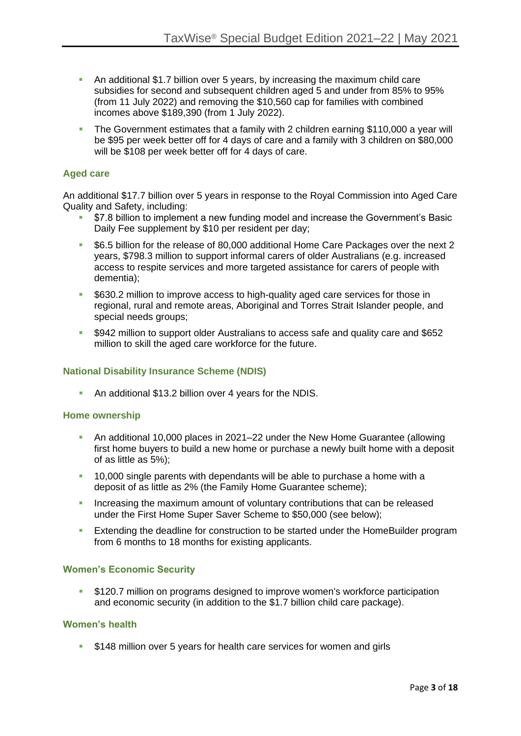- An additional $1.7 billion over 5 years, by increasing the maximum child care subsidies for second and subsequent children aged 5 and under from 85% to 95% (from 11 July 2022) and removing the $10,560 cap for families with combined incomes above $189,390 (from 1 July 2022).
- The Government estimates that a family with 2 children earning $110,000 a year will be $95 per week better off for 4 days of care and a family with 3 children on $80,000 will be $108 per week better off for 4 days of care.

### Aged care

An additional $17.7 billion over 5 years in response to the Royal Commission into Aged Care Quality and Safety, including:

- $7.8 billion to implement a new funding model and increase the Government's Basic Daily Fee supplement by $10 per resident per day;
- $6.5 billion for the release of 80,000 additional Home Care Packages over the next 2 years, $798.3 million to support informal carers of older Australians (e.g. increased access to respite services and more targeted assistance for carers of people with dementia);
- $630.2 million to improve access to high-quality aged care services for those in regional, rural and remote areas, Aboriginal and Torres Strait Islander people, and special needs groups;
- $942 million to support older Australians to access safe and quality care and $652 million to skill the aged care workforce for the future.

### National Disability Insurance Scheme (NDIS)

- An additional $13.2 billion over 4 years for the NDIS.

### Home ownership

- An additional 10,000 places in 2021–22 under the New Home Guarantee (allowing first home buyers to build a new home or purchase a newly built home with a deposit of as little as 5%);
- 10,000 single parents with dependants will be able to purchase a home with a deposit of as little as 2% (the Family Home Guarantee scheme);
- Increasing the maximum amount of voluntary contributions that can be released under the First Home Super Saver Scheme to $50,000 (see below);
- Extending the deadline for construction to be started under the HomeBuilder program from 6 months to 18 months for existing applicants.

### Women's Economic Security

- $120.7 million on programs designed to improve women's workforce participation and economic security (in addition to the $1.7 billion child care package).

### Women's health

- $148 million over 5 years for health care services for women and girls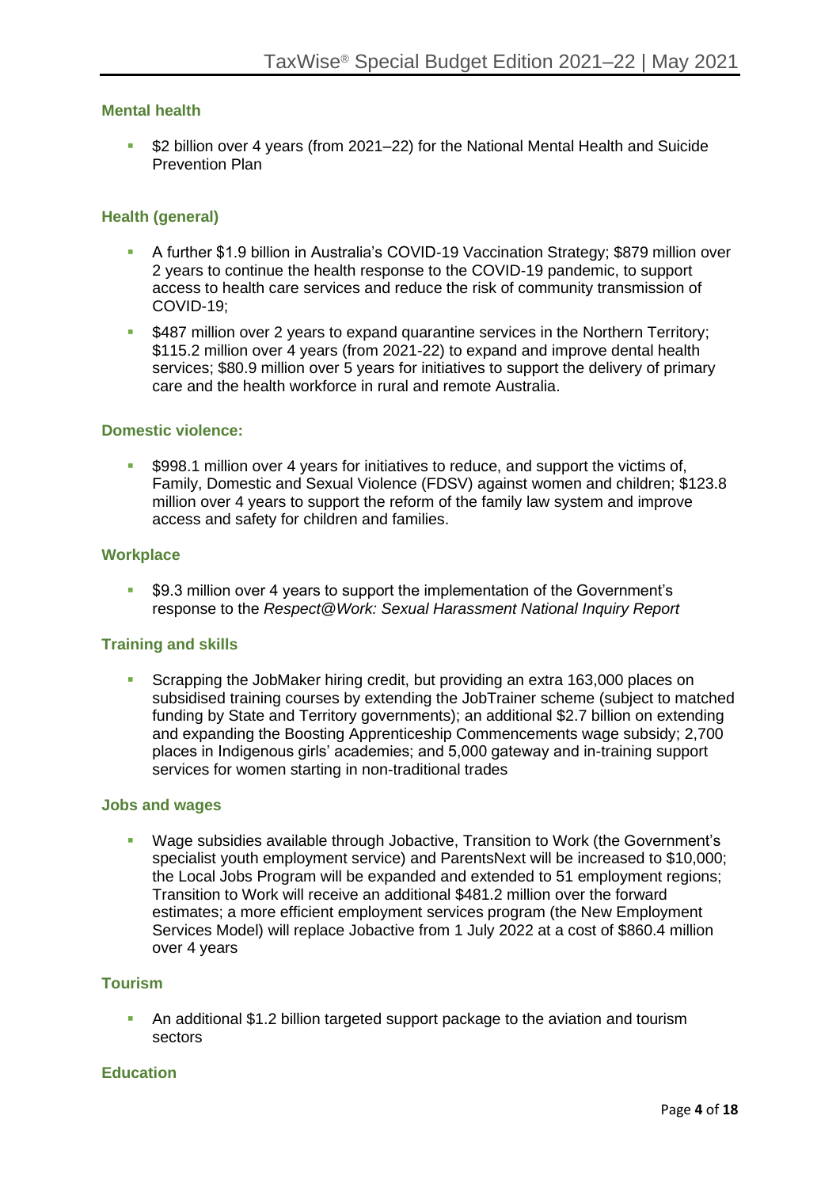### Mental health

- $2 billion over 4 years (from 2021–22) for the National Mental Health and Suicide Prevention Plan

### Health (general)

- A further $1.9 billion in Australia's COVID-19 Vaccination Strategy; $879 million over 2 years to continue the health response to the COVID-19 pandemic, to support access to health care services and reduce the risk of community transmission of COVID-19;
- $487 million over 2 years to expand quarantine services in the Northern Territory; $115.2 million over 4 years (from 2021-22) to expand and improve dental health services; $80.9 million over 5 years for initiatives to support the delivery of primary care and the health workforce in rural and remote Australia.

### Domestic violence:

- $998.1 million over 4 years for initiatives to reduce, and support the victims of, Family, Domestic and Sexual Violence (FDSV) against women and children; $123.8 million over 4 years to support the reform of the family law system and improve access and safety for children and families.

### Workplace

- $9.3 million over 4 years to support the implementation of the Government's response to the *Respect@Work: Sexual Harassment National Inquiry Report*

### Training and skills

- Scrapping the JobMaker hiring credit, but providing an extra 163,000 places on subsidised training courses by extending the JobTrainer scheme (subject to matched funding by State and Territory governments); an additional $2.7 billion on extending and expanding the Boosting Apprenticeship Commencements wage subsidy; 2,700 places in Indigenous girls' academies; and 5,000 gateway and in-training support services for women starting in non-traditional trades

### Jobs and wages

- Wage subsidies available through Jobactive, Transition to Work (the Government's specialist youth employment service) and ParentsNext will be increased to $10,000; the Local Jobs Program will be expanded and extended to 51 employment regions; Transition to Work will receive an additional $481.2 million over the forward estimates; a more efficient employment services program (the New Employment Services Model) will replace Jobactive from 1 July 2022 at a cost of $860.4 million over 4 years

### Tourism

- An additional $1.2 billion targeted support package to the aviation and tourism sectors

### Education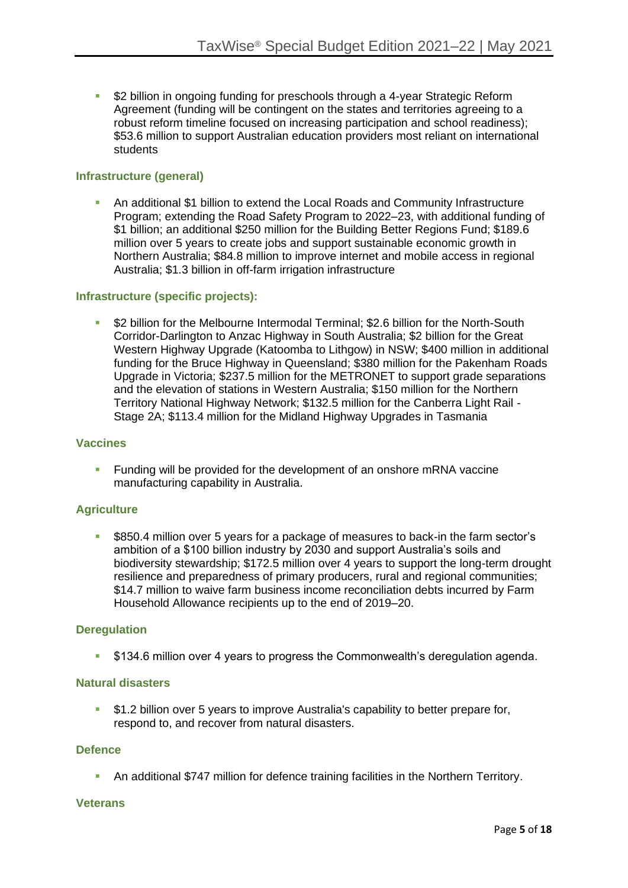- $2 billion in ongoing funding for preschools through a 4-year Strategic Reform Agreement (funding will be contingent on the states and territories agreeing to a robust reform timeline focused on increasing participation and school readiness); $53.6 million to support Australian education providers most reliant on international students

### Infrastructure (general)

- An additional $1 billion to extend the Local Roads and Community Infrastructure Program; extending the Road Safety Program to 2022–23, with additional funding of $1 billion; an additional $250 million for the Building Better Regions Fund; $189.6 million over 5 years to create jobs and support sustainable economic growth in Northern Australia; $84.8 million to improve internet and mobile access in regional Australia; $1.3 billion in off-farm irrigation infrastructure

### Infrastructure (specific projects):

- $2 billion for the Melbourne Intermodal Terminal; $2.6 billion for the North-South Corridor-Darlington to Anzac Highway in South Australia; $2 billion for the Great Western Highway Upgrade (Katoomba to Lithgow) in NSW; $400 million in additional funding for the Bruce Highway in Queensland; $380 million for the Pakenham Roads Upgrade in Victoria; $237.5 million for the METRONET to support grade separations and the elevation of stations in Western Australia; $150 million for the Northern Territory National Highway Network; $132.5 million for the Canberra Light Rail - Stage 2A; $113.4 million for the Midland Highway Upgrades in Tasmania

### Vaccines

- Funding will be provided for the development of an onshore mRNA vaccine manufacturing capability in Australia.

### Agriculture

- $850.4 million over 5 years for a package of measures to back-in the farm sector's ambition of a $100 billion industry by 2030 and support Australia's soils and biodiversity stewardship; $172.5 million over 4 years to support the long-term drought resilience and preparedness of primary producers, rural and regional communities; $14.7 million to waive farm business income reconciliation debts incurred by Farm Household Allowance recipients up to the end of 2019–20.

### Deregulation

- $134.6 million over 4 years to progress the Commonwealth's deregulation agenda.

### Natural disasters

- $1.2 billion over 5 years to improve Australia's capability to better prepare for, respond to, and recover from natural disasters.

### Defence

- An additional $747 million for defence training facilities in the Northern Territory.

### Veterans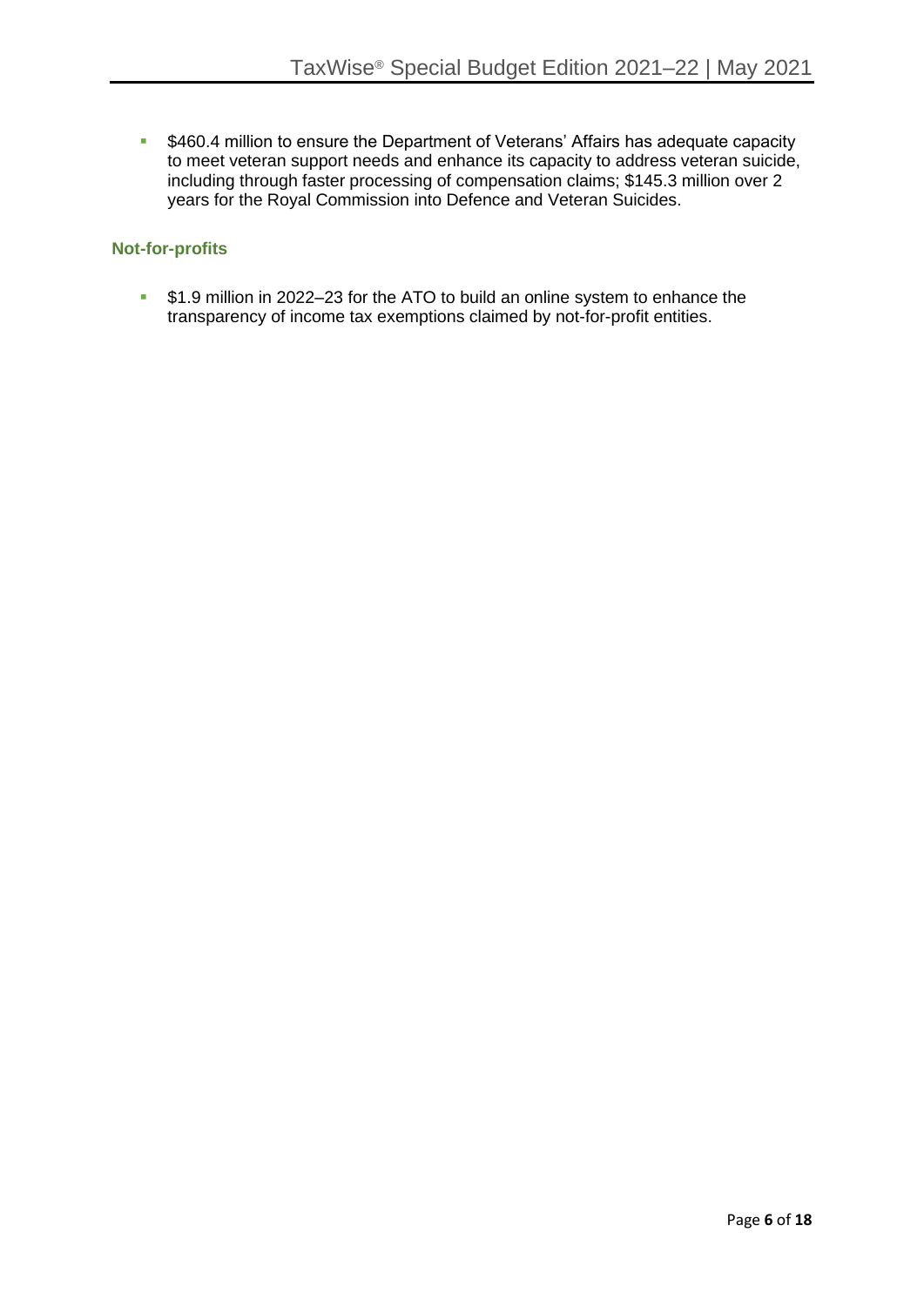- $460.4 million to ensure the Department of Veterans' Affairs has adequate capacity to meet veteran support needs and enhance its capacity to address veteran suicide, including through faster processing of compensation claims; $145.3 million over 2 years for the Royal Commission into Defence and Veteran Suicides.

### Not-for-profits

- $1.9 million in 2022–23 for the ATO to build an online system to enhance the transparency of income tax exemptions claimed by not-for-profit entities.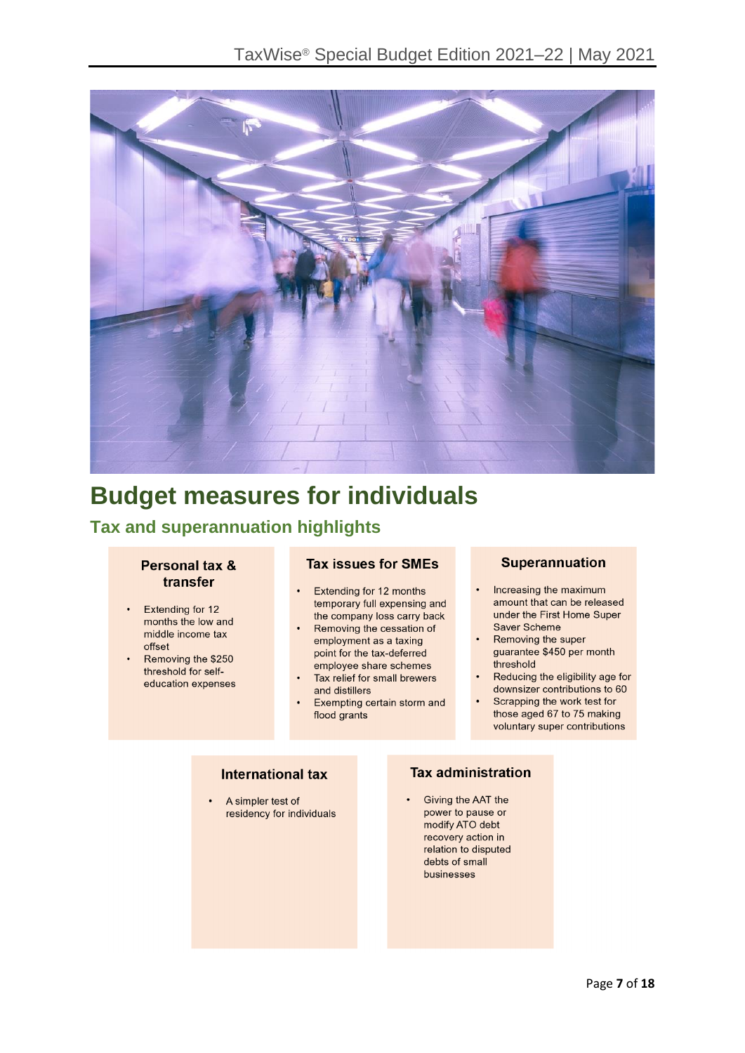# Budget measures for individuals

## Tax and superannuation highlights

### Personal tax & transfer

- Extending for 12 months the low and middle income tax offset
- Removing the $250 threshold for self-education expenses

### Tax issues for SMEs

- Extending for 12 months temporary full expensing and the company loss carry back
- Removing the cessation of employment as a taxing point for the tax-deferred employee share schemes
- Tax relief for small brewers and distillers
- Exempting certain storm and flood grants

### Superannuation

- Increasing the maximum amount that can be released under the First Home Super Saver Scheme
- Removing the super guarantee $450 per month threshold
- Reducing the eligibility age for downsizer contributions to 60
- Scrapping the work test for those aged 67 to 75 making voluntary super contributions

### International tax

- A simpler test of residency for individuals

### Tax administration

- Giving the AAT the power to pause or modify ATO debt recovery action in relation to disputed debts of small businesses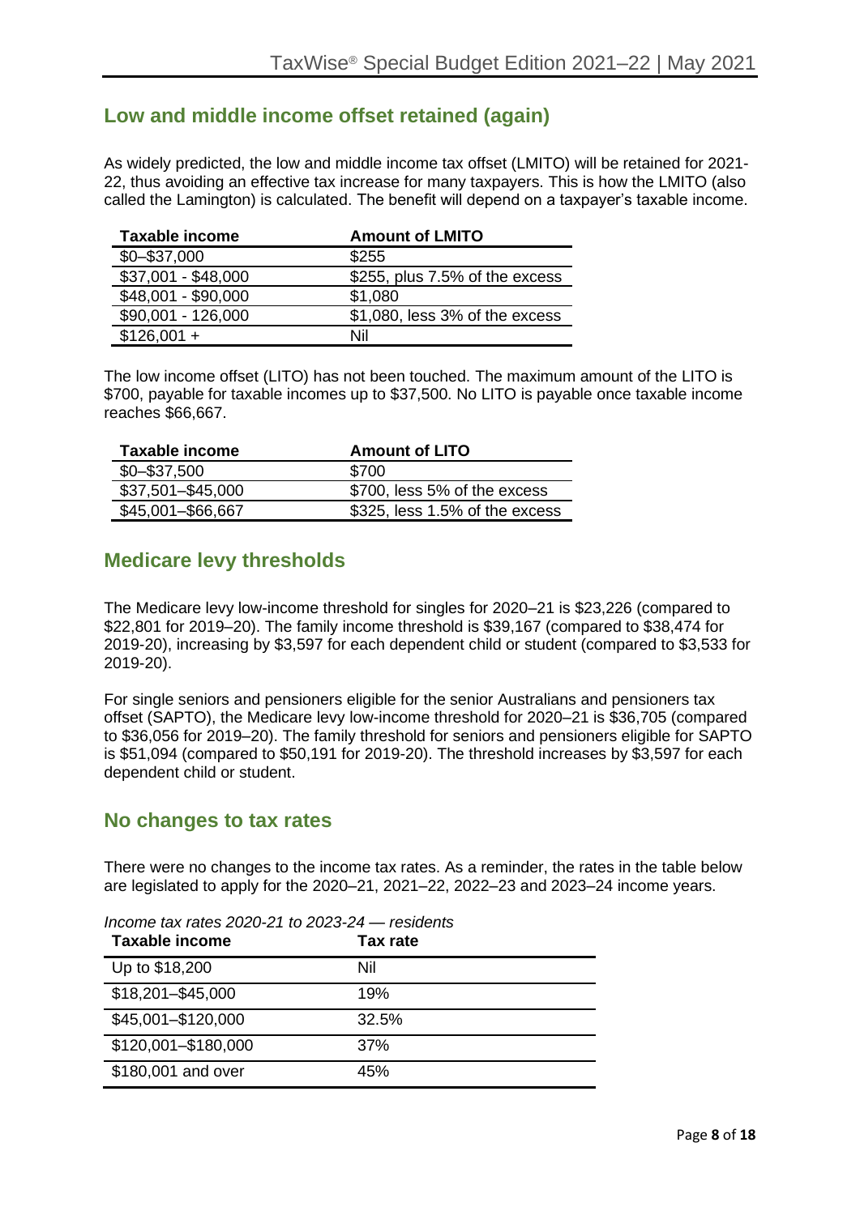## Low and middle income offset retained (again)

As widely predicted, the low and middle income tax offset (LMITO) will be retained for 2021-22, thus avoiding an effective tax increase for many taxpayers. This is how the LMITO (also called the Lamington) is calculated. The benefit will depend on a taxpayer's taxable income.

| Taxable income | Amount of LMITO |
|---|---|
| $0–$37,000 | $255 |
| $37,001 - $48,000 | $255, plus 7.5% of the excess |
| $48,001 - $90,000 | $1,080 |
| $90,001 - 126,000 | $1,080, less 3% of the excess |
| $126,001 + | Nil |

The low income offset (LITO) has not been touched. The maximum amount of the LITO is $700, payable for taxable incomes up to $37,500. No LITO is payable once taxable income reaches $66,667.

| Taxable income | Amount of LITO |
|---|---|
| $0–$37,500 | $700 |
| $37,501–$45,000 | $700, less 5% of the excess |
| $45,001–$66,667 | $325, less 1.5% of the excess |

## Medicare levy thresholds

The Medicare levy low-income threshold for singles for 2020–21 is $23,226 (compared to $22,801 for 2019–20). The family income threshold is $39,167 (compared to $38,474 for 2019-20), increasing by $3,597 for each dependent child or student (compared to $3,533 for 2019-20).

For single seniors and pensioners eligible for the senior Australians and pensioners tax offset (SAPTO), the Medicare levy low-income threshold for 2020–21 is $36,705 (compared to $36,056 for 2019–20). The family threshold for seniors and pensioners eligible for SAPTO is $51,094 (compared to $50,191 for 2019-20). The threshold increases by $3,597 for each dependent child or student.

## No changes to tax rates

There were no changes to the income tax rates. As a reminder, the rates in the table below are legislated to apply for the 2020–21, 2021–22, 2022–23 and 2023–24 income years.

*Income tax rates 2020-21 to 2023-24 — residents*

| Taxable income | Tax rate |
|---|---|
| Up to $18,200 | Nil |
| $18,201–$45,000 | 19% |
| $45,001–$120,000 | 32.5% |
| $120,001–$180,000 | 37% |
| $180,001 and over | 45% |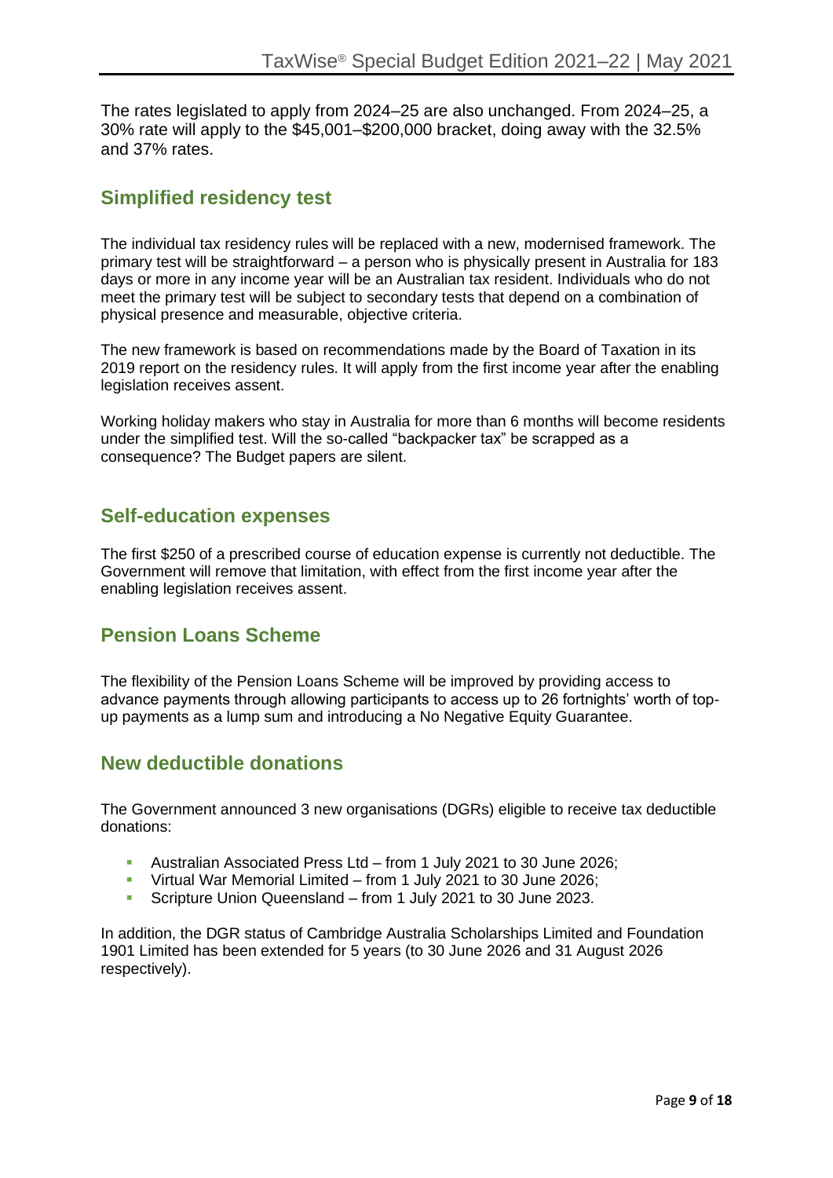The rates legislated to apply from 2024–25 are also unchanged. From 2024–25, a 30% rate will apply to the $45,001–$200,000 bracket, doing away with the 32.5% and 37% rates.

## Simplified residency test

The individual tax residency rules will be replaced with a new, modernised framework. The primary test will be straightforward – a person who is physically present in Australia for 183 days or more in any income year will be an Australian tax resident. Individuals who do not meet the primary test will be subject to secondary tests that depend on a combination of physical presence and measurable, objective criteria.

The new framework is based on recommendations made by the Board of Taxation in its 2019 report on the residency rules. It will apply from the first income year after the enabling legislation receives assent.

Working holiday makers who stay in Australia for more than 6 months will become residents under the simplified test. Will the so-called "backpacker tax" be scrapped as a consequence? The Budget papers are silent.

## Self-education expenses

The first $250 of a prescribed course of education expense is currently not deductible. The Government will remove that limitation, with effect from the first income year after the enabling legislation receives assent.

## Pension Loans Scheme

The flexibility of the Pension Loans Scheme will be improved by providing access to advance payments through allowing participants to access up to 26 fortnights' worth of top-up payments as a lump sum and introducing a No Negative Equity Guarantee.

## New deductible donations

The Government announced 3 new organisations (DGRs) eligible to receive tax deductible donations:

- Australian Associated Press Ltd – from 1 July 2021 to 30 June 2026;
- Virtual War Memorial Limited – from 1 July 2021 to 30 June 2026;
- Scripture Union Queensland – from 1 July 2021 to 30 June 2023.

In addition, the DGR status of Cambridge Australia Scholarships Limited and Foundation 1901 Limited has been extended for 5 years (to 30 June 2026 and 31 August 2026 respectively).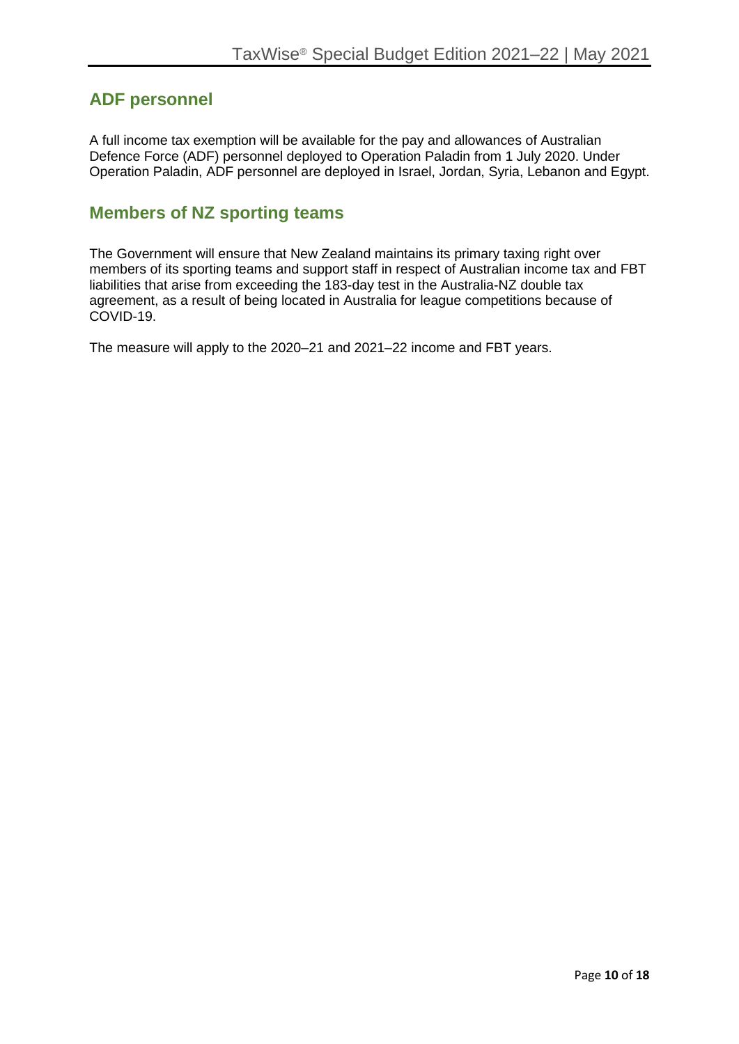## ADF personnel

A full income tax exemption will be available for the pay and allowances of Australian Defence Force (ADF) personnel deployed to Operation Paladin from 1 July 2020. Under Operation Paladin, ADF personnel are deployed in Israel, Jordan, Syria, Lebanon and Egypt.

## Members of NZ sporting teams

The Government will ensure that New Zealand maintains its primary taxing right over members of its sporting teams and support staff in respect of Australian income tax and FBT liabilities that arise from exceeding the 183-day test in the Australia-NZ double tax agreement, as a result of being located in Australia for league competitions because of COVID-19.

The measure will apply to the 2020–21 and 2021–22 income and FBT years.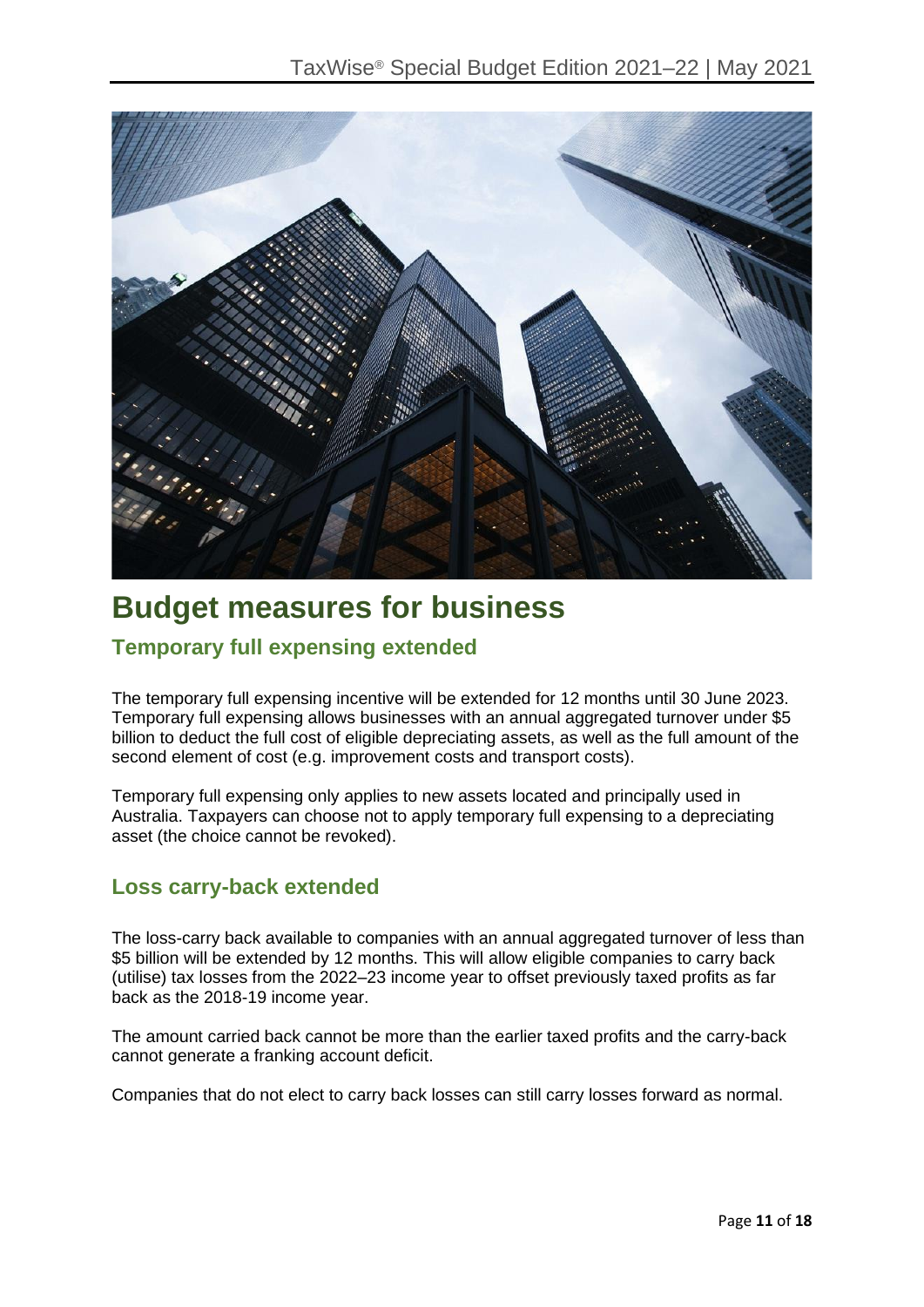# Budget measures for business

## Temporary full expensing extended

The temporary full expensing incentive will be extended for 12 months until 30 June 2023. Temporary full expensing allows businesses with an annual aggregated turnover under $5 billion to deduct the full cost of eligible depreciating assets, as well as the full amount of the second element of cost (e.g. improvement costs and transport costs).

Temporary full expensing only applies to new assets located and principally used in Australia. Taxpayers can choose not to apply temporary full expensing to a depreciating asset (the choice cannot be revoked).

## Loss carry-back extended

The loss-carry back available to companies with an annual aggregated turnover of less than $5 billion will be extended by 12 months. This will allow eligible companies to carry back (utilise) tax losses from the 2022–23 income year to offset previously taxed profits as far back as the 2018-19 income year.

The amount carried back cannot be more than the earlier taxed profits and the carry-back cannot generate a franking account deficit.

Companies that do not elect to carry back losses can still carry losses forward as normal.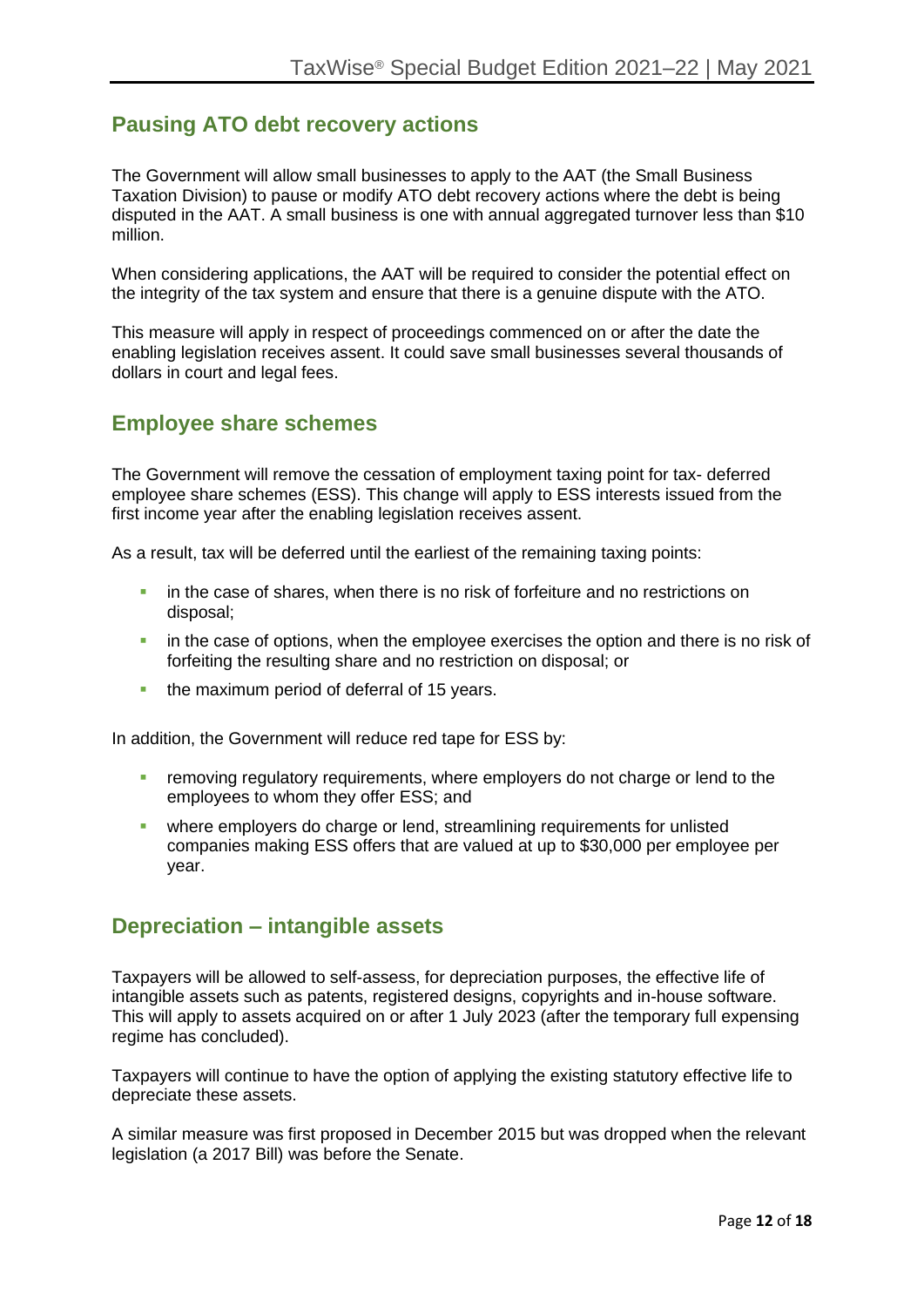## Pausing ATO debt recovery actions

The Government will allow small businesses to apply to the AAT (the Small Business Taxation Division) to pause or modify ATO debt recovery actions where the debt is being disputed in the AAT. A small business is one with annual aggregated turnover less than $10 million.

When considering applications, the AAT will be required to consider the potential effect on the integrity of the tax system and ensure that there is a genuine dispute with the ATO.

This measure will apply in respect of proceedings commenced on or after the date the enabling legislation receives assent. It could save small businesses several thousands of dollars in court and legal fees.

## Employee share schemes

The Government will remove the cessation of employment taxing point for tax- deferred employee share schemes (ESS). This change will apply to ESS interests issued from the first income year after the enabling legislation receives assent.

As a result, tax will be deferred until the earliest of the remaining taxing points:

- in the case of shares, when there is no risk of forfeiture and no restrictions on disposal;
- in the case of options, when the employee exercises the option and there is no risk of forfeiting the resulting share and no restriction on disposal; or
- the maximum period of deferral of 15 years.

In addition, the Government will reduce red tape for ESS by:

- removing regulatory requirements, where employers do not charge or lend to the employees to whom they offer ESS; and
- where employers do charge or lend, streamlining requirements for unlisted companies making ESS offers that are valued at up to $30,000 per employee per year.

## Depreciation – intangible assets

Taxpayers will be allowed to self-assess, for depreciation purposes, the effective life of intangible assets such as patents, registered designs, copyrights and in-house software. This will apply to assets acquired on or after 1 July 2023 (after the temporary full expensing regime has concluded).

Taxpayers will continue to have the option of applying the existing statutory effective life to depreciate these assets.

A similar measure was first proposed in December 2015 but was dropped when the relevant legislation (a 2017 Bill) was before the Senate.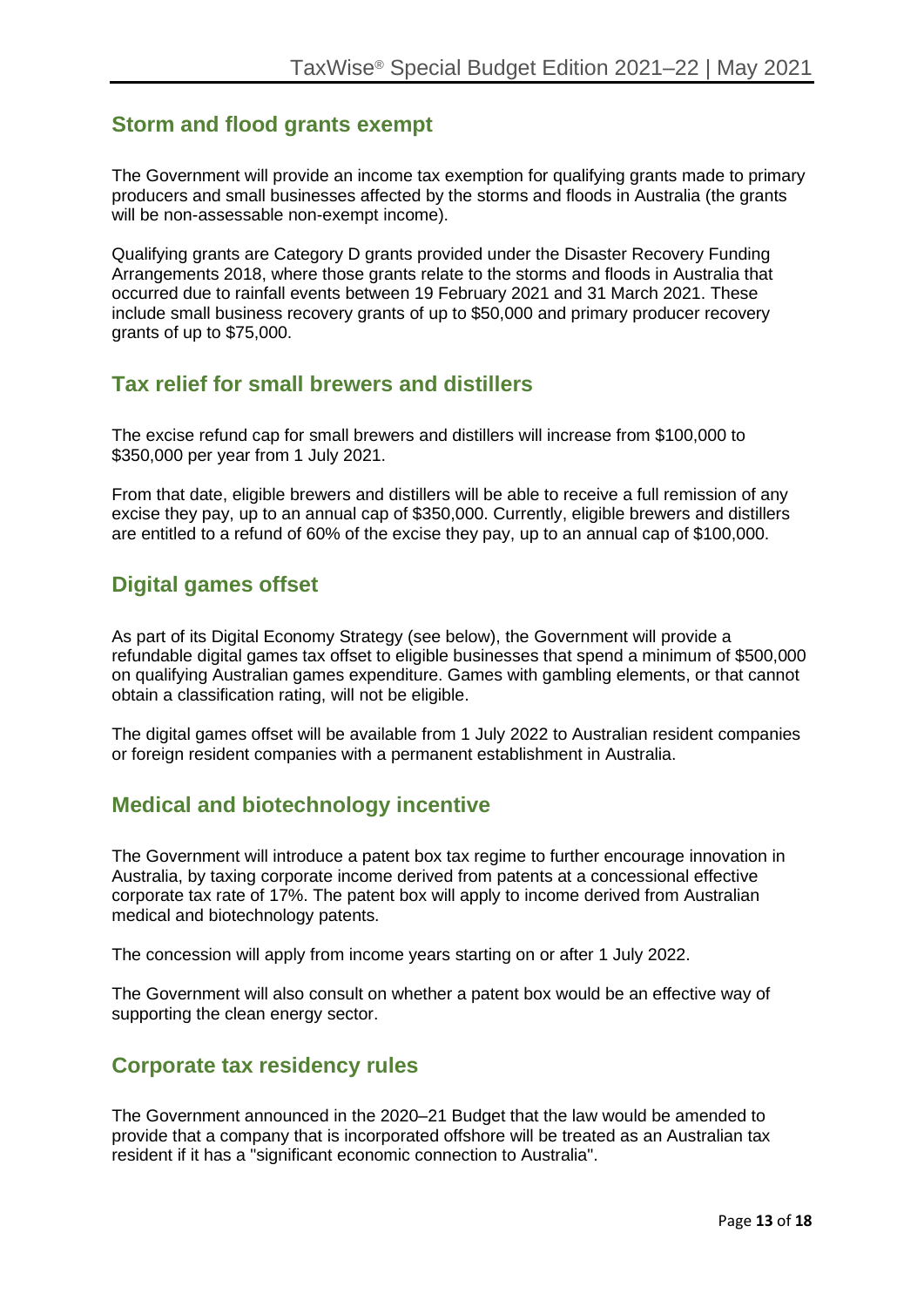## Storm and flood grants exempt

The Government will provide an income tax exemption for qualifying grants made to primary producers and small businesses affected by the storms and floods in Australia (the grants will be non-assessable non-exempt income).

Qualifying grants are Category D grants provided under the Disaster Recovery Funding Arrangements 2018, where those grants relate to the storms and floods in Australia that occurred due to rainfall events between 19 February 2021 and 31 March 2021. These include small business recovery grants of up to $50,000 and primary producer recovery grants of up to $75,000.

## Tax relief for small brewers and distillers

The excise refund cap for small brewers and distillers will increase from $100,000 to $350,000 per year from 1 July 2021.

From that date, eligible brewers and distillers will be able to receive a full remission of any excise they pay, up to an annual cap of $350,000. Currently, eligible brewers and distillers are entitled to a refund of 60% of the excise they pay, up to an annual cap of $100,000.

## Digital games offset

As part of its Digital Economy Strategy (see below), the Government will provide a refundable digital games tax offset to eligible businesses that spend a minimum of $500,000 on qualifying Australian games expenditure. Games with gambling elements, or that cannot obtain a classification rating, will not be eligible.

The digital games offset will be available from 1 July 2022 to Australian resident companies or foreign resident companies with a permanent establishment in Australia.

## Medical and biotechnology incentive

The Government will introduce a patent box tax regime to further encourage innovation in Australia, by taxing corporate income derived from patents at a concessional effective corporate tax rate of 17%. The patent box will apply to income derived from Australian medical and biotechnology patents.

The concession will apply from income years starting on or after 1 July 2022.

The Government will also consult on whether a patent box would be an effective way of supporting the clean energy sector.

## Corporate tax residency rules

The Government announced in the 2020–21 Budget that the law would be amended to provide that a company that is incorporated offshore will be treated as an Australian tax resident if it has a "significant economic connection to Australia".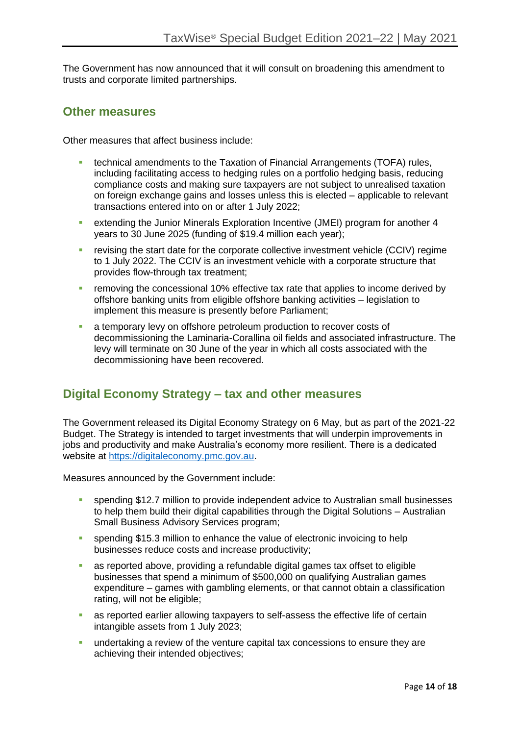The Government has now announced that it will consult on broadening this amendment to trusts and corporate limited partnerships.

## Other measures

Other measures that affect business include:

- technical amendments to the Taxation of Financial Arrangements (TOFA) rules, including facilitating access to hedging rules on a portfolio hedging basis, reducing compliance costs and making sure taxpayers are not subject to unrealised taxation on foreign exchange gains and losses unless this is elected – applicable to relevant transactions entered into on or after 1 July 2022;
- extending the Junior Minerals Exploration Incentive (JMEI) program for another 4 years to 30 June 2025 (funding of $19.4 million each year);
- revising the start date for the corporate collective investment vehicle (CCIV) regime to 1 July 2022. The CCIV is an investment vehicle with a corporate structure that provides flow-through tax treatment;
- removing the concessional 10% effective tax rate that applies to income derived by offshore banking units from eligible offshore banking activities – legislation to implement this measure is presently before Parliament;
- a temporary levy on offshore petroleum production to recover costs of decommissioning the Laminaria-Corallina oil fields and associated infrastructure. The levy will terminate on 30 June of the year in which all costs associated with the decommissioning have been recovered.

## Digital Economy Strategy – tax and other measures

The Government released its Digital Economy Strategy on 6 May, but as part of the 2021-22 Budget. The Strategy is intended to target investments that will underpin improvements in jobs and productivity and make Australia's economy more resilient. There is a dedicated website at [https://digitaleconomy.pmc.gov.au](https://digitaleconomy.pmc.gov.au).

Measures announced by the Government include:

- spending $12.7 million to provide independent advice to Australian small businesses to help them build their digital capabilities through the Digital Solutions – Australian Small Business Advisory Services program;
- spending $15.3 million to enhance the value of electronic invoicing to help businesses reduce costs and increase productivity;
- as reported above, providing a refundable digital games tax offset to eligible businesses that spend a minimum of $500,000 on qualifying Australian games expenditure – games with gambling elements, or that cannot obtain a classification rating, will not be eligible;
- as reported earlier allowing taxpayers to self-assess the effective life of certain intangible assets from 1 July 2023;
- undertaking a review of the venture capital tax concessions to ensure they are achieving their intended objectives;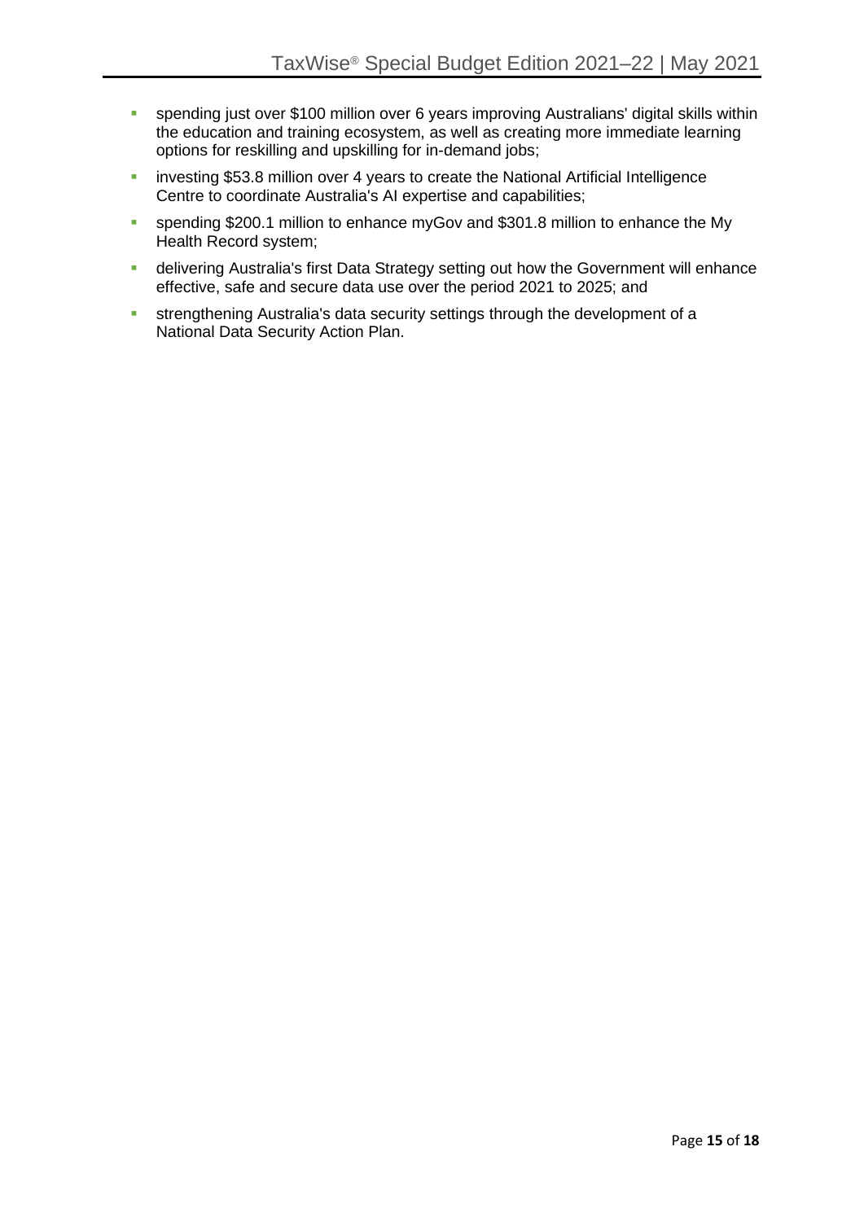- spending just over $100 million over 6 years improving Australians' digital skills within the education and training ecosystem, as well as creating more immediate learning options for reskilling and upskilling for in-demand jobs;
- investing $53.8 million over 4 years to create the National Artificial Intelligence Centre to coordinate Australia's AI expertise and capabilities;
- spending $200.1 million to enhance myGov and $301.8 million to enhance the My Health Record system;
- delivering Australia's first Data Strategy setting out how the Government will enhance effective, safe and secure data use over the period 2021 to 2025; and
- strengthening Australia's data security settings through the development of a National Data Security Action Plan.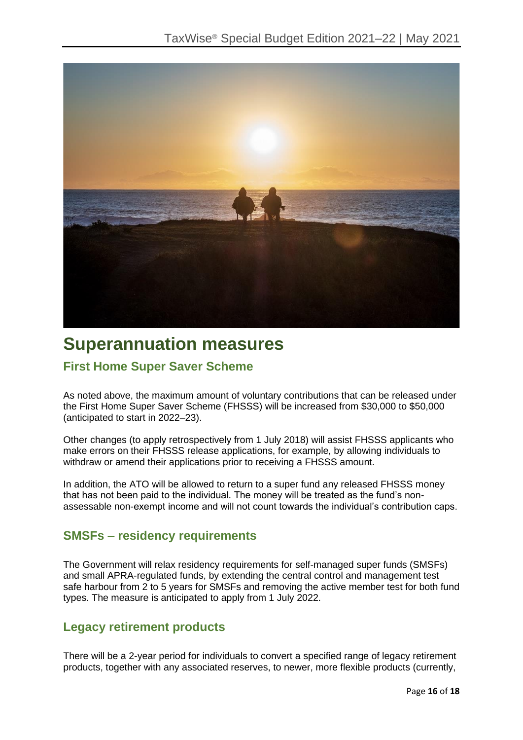# Superannuation measures

## First Home Super Saver Scheme

As noted above, the maximum amount of voluntary contributions that can be released under the First Home Super Saver Scheme (FHSSS) will be increased from $30,000 to $50,000 (anticipated to start in 2022–23).

Other changes (to apply retrospectively from 1 July 2018) will assist FHSSS applicants who make errors on their FHSSS release applications, for example, by allowing individuals to withdraw or amend their applications prior to receiving a FHSSS amount.

In addition, the ATO will be allowed to return to a super fund any released FHSSS money that has not been paid to the individual. The money will be treated as the fund's non-assessable non-exempt income and will not count towards the individual's contribution caps.

## SMSFs – residency requirements

The Government will relax residency requirements for self-managed super funds (SMSFs) and small APRA-regulated funds, by extending the central control and management test safe harbour from 2 to 5 years for SMSFs and removing the active member test for both fund types. The measure is anticipated to apply from 1 July 2022.

## Legacy retirement products

There will be a 2-year period for individuals to convert a specified range of legacy retirement products, together with any associated reserves, to newer, more flexible products (currently,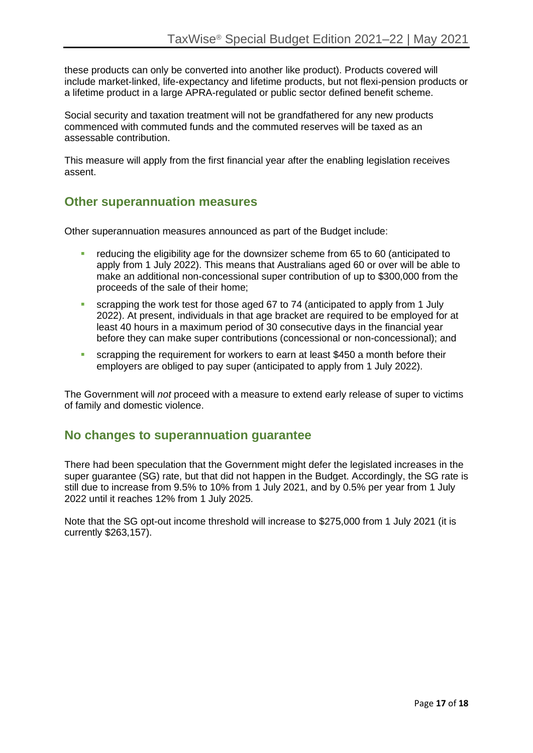these products can only be converted into another like product). Products covered will include market-linked, life-expectancy and lifetime products, but not flexi-pension products or a lifetime product in a large APRA-regulated or public sector defined benefit scheme.

Social security and taxation treatment will not be grandfathered for any new products commenced with commuted funds and the commuted reserves will be taxed as an assessable contribution.

This measure will apply from the first financial year after the enabling legislation receives assent.

## Other superannuation measures

Other superannuation measures announced as part of the Budget include:

- reducing the eligibility age for the downsizer scheme from 65 to 60 (anticipated to apply from 1 July 2022). This means that Australians aged 60 or over will be able to make an additional non-concessional super contribution of up to $300,000 from the proceeds of the sale of their home;
- scrapping the work test for those aged 67 to 74 (anticipated to apply from 1 July 2022). At present, individuals in that age bracket are required to be employed for at least 40 hours in a maximum period of 30 consecutive days in the financial year before they can make super contributions (concessional or non-concessional); and
- scrapping the requirement for workers to earn at least $450 a month before their employers are obliged to pay super (anticipated to apply from 1 July 2022).

The Government will *not* proceed with a measure to extend early release of super to victims of family and domestic violence.

## No changes to superannuation guarantee

There had been speculation that the Government might defer the legislated increases in the super guarantee (SG) rate, but that did not happen in the Budget. Accordingly, the SG rate is still due to increase from 9.5% to 10% from 1 July 2021, and by 0.5% per year from 1 July 2022 until it reaches 12% from 1 July 2025.

Note that the SG opt-out income threshold will increase to $275,000 from 1 July 2021 (it is currently $263,157).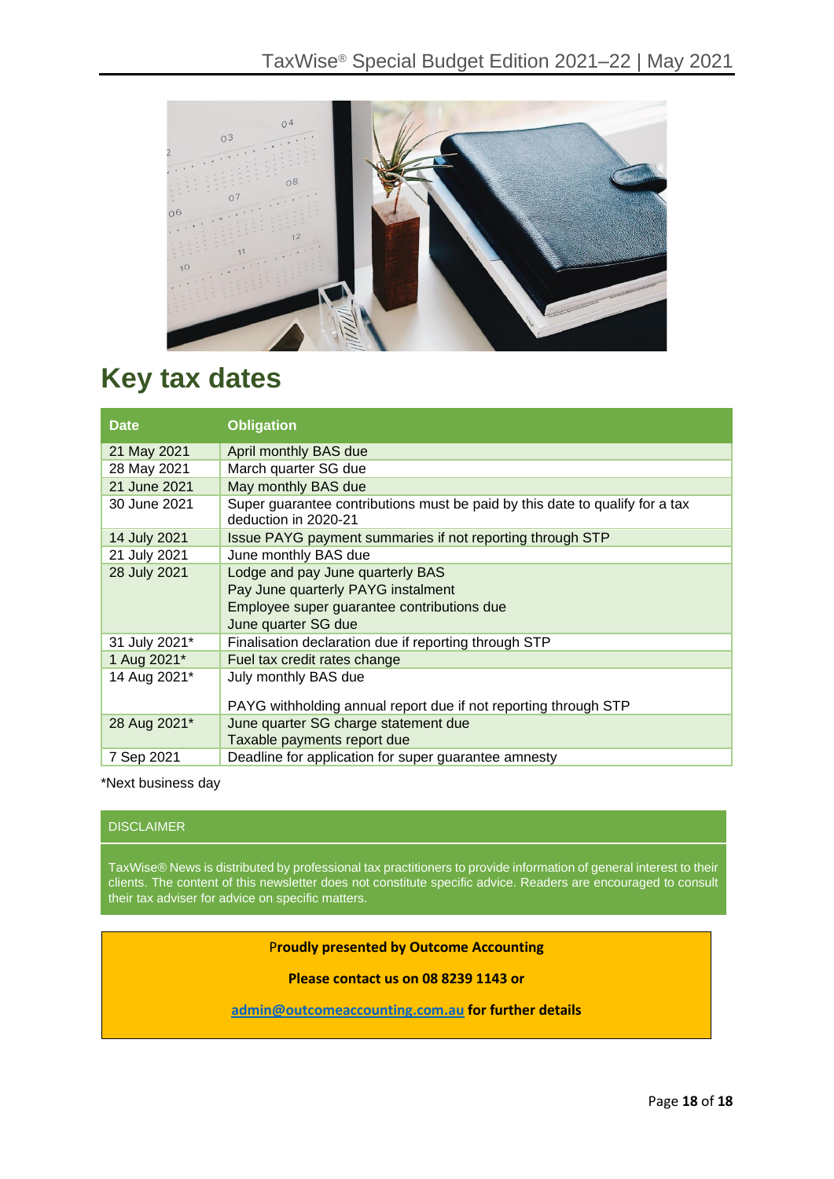# Key tax dates

| Date | Obligation |
|---|---|
| 21 May 2021 | April monthly BAS due |
| 28 May 2021 | March quarter SG due |
| 21 June 2021 | May monthly BAS due |
| 30 June 2021 | Super guarantee contributions must be paid by this date to qualify for a tax deduction in 2020-21 |
| 14 July 2021 | Issue PAYG payment summaries if not reporting through STP |
| 21 July 2021 | June monthly BAS due |
| 28 July 2021 | Lodge and pay June quarterly BAS<br>Pay June quarterly PAYG instalment<br>Employee super guarantee contributions due<br>June quarter SG due |
| 31 July 2021* | Finalisation declaration due if reporting through STP |
| 1 Aug 2021* | Fuel tax credit rates change |
| 14 Aug 2021* | July monthly BAS due<br><br>PAYG withholding annual report due if not reporting through STP |
| 28 Aug 2021* | June quarter SG charge statement due<br>Taxable payments report due |
| 7 Sep 2021 | Deadline for application for super guarantee amnesty |

*Next business day

DISCLAIMER

TaxWise® News is distributed by professional tax practitioners to provide information of general interest to their clients. The content of this newsletter does not constitute specific advice. Readers are encouraged to consult their tax adviser for advice on specific matters.

**Proudly presented by Outcome Accounting**

**Please contact us on 08 8239 1143 or**

**admin@outcomeaccounting.com.au for further details**